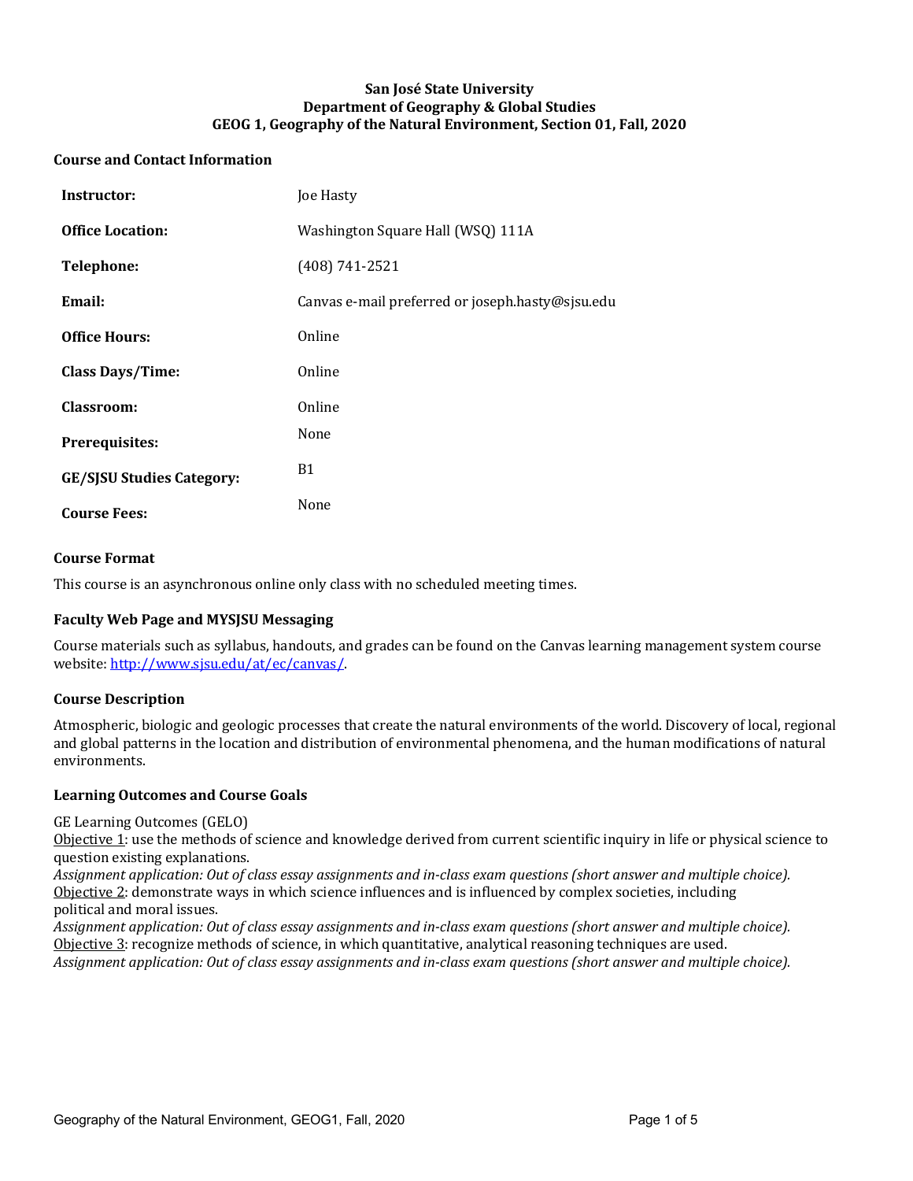**San José State University**
**Department of Geography & Global Studies**
**GEOG 1, Geography of the Natural Environment, Section 01, Fall, 2020**

## Course and Contact Information

| | |
|---|---|
| **Instructor:** | Joe Hasty |
| **Office Location:** | Washington Square Hall (WSQ) 111A |
| **Telephone:** | (408) 741-2521 |
| **Email:** | Canvas e-mail preferred or joseph.hasty@sjsu.edu |
| **Office Hours:** | Online |
| **Class Days/Time:** | Online |
| **Classroom:** | Online |
| **Prerequisites:** | None |
| **GE/SJSU Studies Category:** | B1 |
| **Course Fees:** | None |

## Course Format

This course is an asynchronous online only class with no scheduled meeting times.

## Faculty Web Page and MYSJSU Messaging

Course materials such as syllabus, handouts, and grades can be found on the Canvas learning management system course website: [http://www.sjsu.edu/at/ec/canvas/](http://www.sjsu.edu/at/ec/canvas/).

## Course Description

Atmospheric, biologic and geologic processes that create the natural environments of the world. Discovery of local, regional and global patterns in the location and distribution of environmental phenomena, and the human modifications of natural environments.

## Learning Outcomes and Course Goals

GE Learning Outcomes (GELO)

Objective 1: use the methods of science and knowledge derived from current scientific inquiry in life or physical science to question existing explanations.
*Assignment application: Out of class essay assignments and in-class exam questions (short answer and multiple choice).*

Objective 2: demonstrate ways in which science influences and is influenced by complex societies, including political and moral issues.
*Assignment application: Out of class essay assignments and in-class exam questions (short answer and multiple choice).*

Objective 3: recognize methods of science, in which quantitative, analytical reasoning techniques are used.
*Assignment application: Out of class essay assignments and in-class exam questions (short answer and multiple choice).*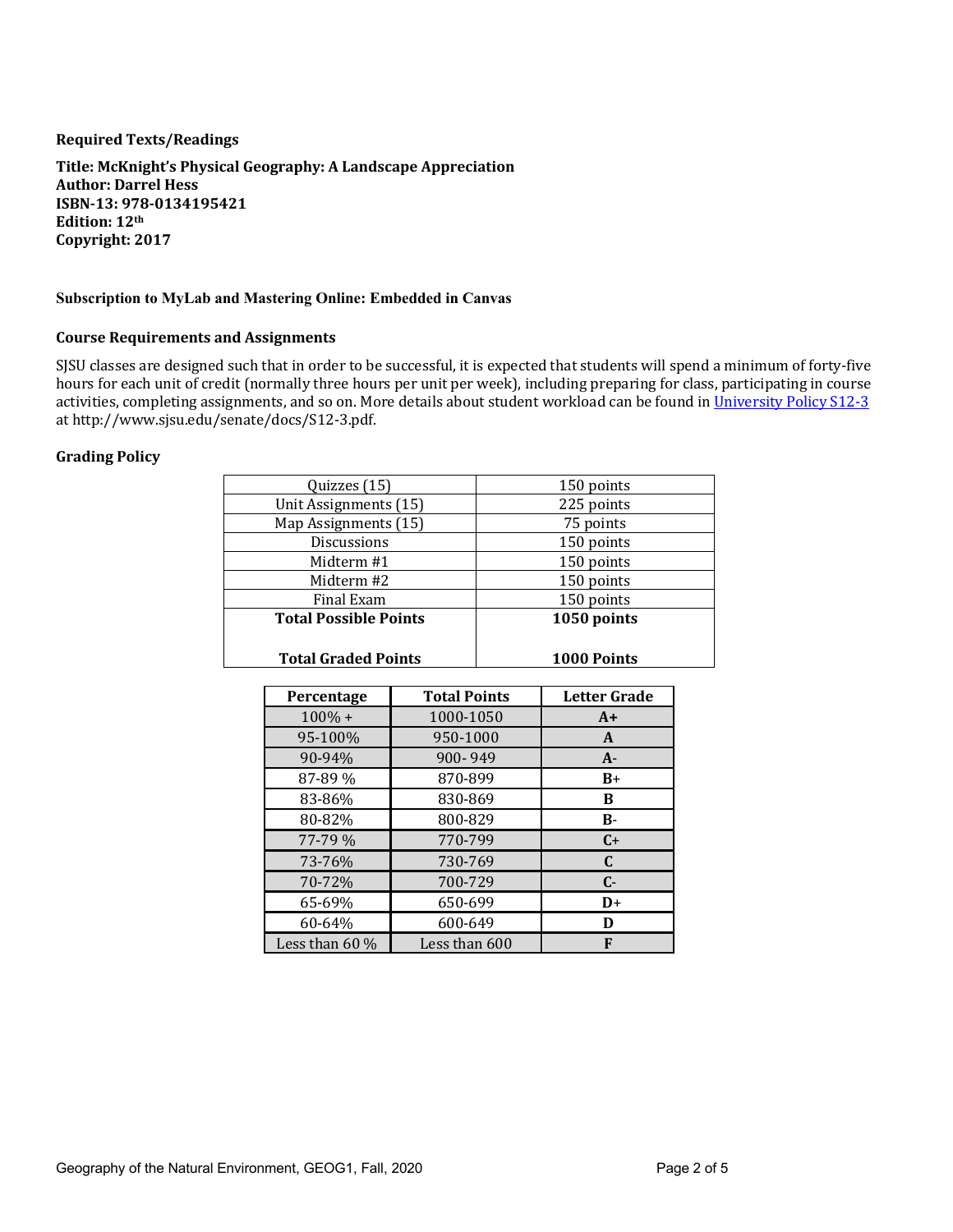### Required Texts/Readings

**Title: McKnight's Physical Geography: A Landscape Appreciation**
**Author: Darrel Hess**
**ISBN-13: 978-0134195421**
**Edition: 12th**
**Copyright: 2017**

**Subscription to MyLab and Mastering Online: Embedded in Canvas**

### Course Requirements and Assignments

SJSU classes are designed such that in order to be successful, it is expected that students will spend a minimum of forty-five hours for each unit of credit (normally three hours per unit per week), including preparing for class, participating in course activities, completing assignments, and so on. More details about student workload can be found in [University Policy S12-3](http://www.sjsu.edu/senate/docs/S12-3.pdf) at http://www.sjsu.edu/senate/docs/S12-3.pdf.

### Grading Policy

| Item | Points |
|---|---|
| Quizzes (15) | 150 points |
| Unit Assignments (15) | 225 points |
| Map Assignments (15) | 75 points |
| Discussions | 150 points |
| Midterm #1 | 150 points |
| Midterm #2 | 150 points |
| Final Exam | 150 points |
| **Total Possible Points** | **1050 points** |
| **Total Graded Points** | **1000 Points** |

| Percentage | Total Points | Letter Grade |
|---|---|---|
| 100% + | 1000-1050 | **A+** |
| 95-100% | 950-1000 | **A** |
| 90-94% | 900- 949 | **A-** |
| 87-89 % | 870-899 | **B+** |
| 83-86% | 830-869 | **B** |
| 80-82% | 800-829 | **B-** |
| 77-79 % | 770-799 | **C+** |
| 73-76% | 730-769 | **C** |
| 70-72% | 700-729 | **C-** |
| 65-69% | 650-699 | **D+** |
| 60-64% | 600-649 | **D** |
| Less than 60 % | Less than 600 | **F** |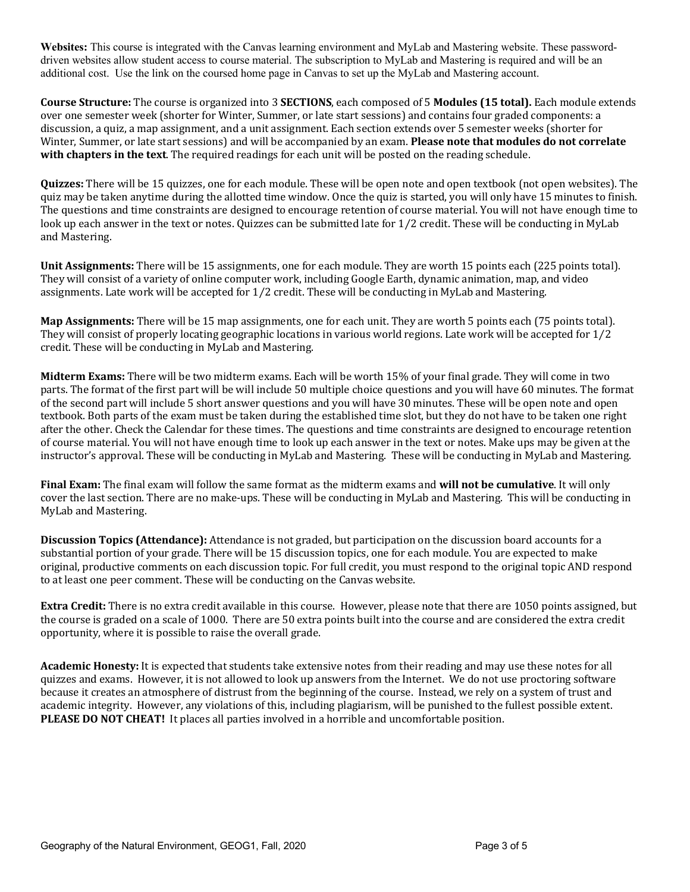**Websites:** This course is integrated with the Canvas learning environment and MyLab and Mastering website. These password-driven websites allow student access to course material. The subscription to MyLab and Mastering is required and will be an additional cost. Use the link on the coursed home page in Canvas to set up the MyLab and Mastering account.

**Course Structure:** The course is organized into 3 **SECTIONS**, each composed of 5 **Modules (15 total).** Each module extends over one semester week (shorter for Winter, Summer, or late start sessions) and contains four graded components: a discussion, a quiz, a map assignment, and a unit assignment. Each section extends over 5 semester weeks (shorter for Winter, Summer, or late start sessions) and will be accompanied by an exam. **Please note that modules do not correlate with chapters in the text**. The required readings for each unit will be posted on the reading schedule.

**Quizzes:** There will be 15 quizzes, one for each module. These will be open note and open textbook (not open websites). The quiz may be taken anytime during the allotted time window. Once the quiz is started, you will only have 15 minutes to finish. The questions and time constraints are designed to encourage retention of course material. You will not have enough time to look up each answer in the text or notes. Quizzes can be submitted late for 1/2 credit. These will be conducting in MyLab and Mastering.

**Unit Assignments:** There will be 15 assignments, one for each module. They are worth 15 points each (225 points total). They will consist of a variety of online computer work, including Google Earth, dynamic animation, map, and video assignments. Late work will be accepted for 1/2 credit. These will be conducting in MyLab and Mastering.

**Map Assignments:** There will be 15 map assignments, one for each unit. They are worth 5 points each (75 points total). They will consist of properly locating geographic locations in various world regions. Late work will be accepted for 1/2 credit. These will be conducting in MyLab and Mastering.

**Midterm Exams:** There will be two midterm exams. Each will be worth 15% of your final grade. They will come in two parts. The format of the first part will be will include 50 multiple choice questions and you will have 60 minutes. The format of the second part will include 5 short answer questions and you will have 30 minutes. These will be open note and open textbook. Both parts of the exam must be taken during the established time slot, but they do not have to be taken one right after the other. Check the Calendar for these times. The questions and time constraints are designed to encourage retention of course material. You will not have enough time to look up each answer in the text or notes. Make ups may be given at the instructor's approval. These will be conducting in MyLab and Mastering. These will be conducting in MyLab and Mastering.

**Final Exam:** The final exam will follow the same format as the midterm exams and **will not be cumulative**. It will only cover the last section. There are no make-ups. These will be conducting in MyLab and Mastering. This will be conducting in MyLab and Mastering.

**Discussion Topics (Attendance):** Attendance is not graded, but participation on the discussion board accounts for a substantial portion of your grade. There will be 15 discussion topics, one for each module. You are expected to make original, productive comments on each discussion topic. For full credit, you must respond to the original topic AND respond to at least one peer comment. These will be conducting on the Canvas website.

**Extra Credit:** There is no extra credit available in this course. However, please note that there are 1050 points assigned, but the course is graded on a scale of 1000. There are 50 extra points built into the course and are considered the extra credit opportunity, where it is possible to raise the overall grade.

**Academic Honesty:** It is expected that students take extensive notes from their reading and may use these notes for all quizzes and exams. However, it is not allowed to look up answers from the Internet. We do not use proctoring software because it creates an atmosphere of distrust from the beginning of the course. Instead, we rely on a system of trust and academic integrity. However, any violations of this, including plagiarism, will be punished to the fullest possible extent. **PLEASE DO NOT CHEAT!** It places all parties involved in a horrible and uncomfortable position.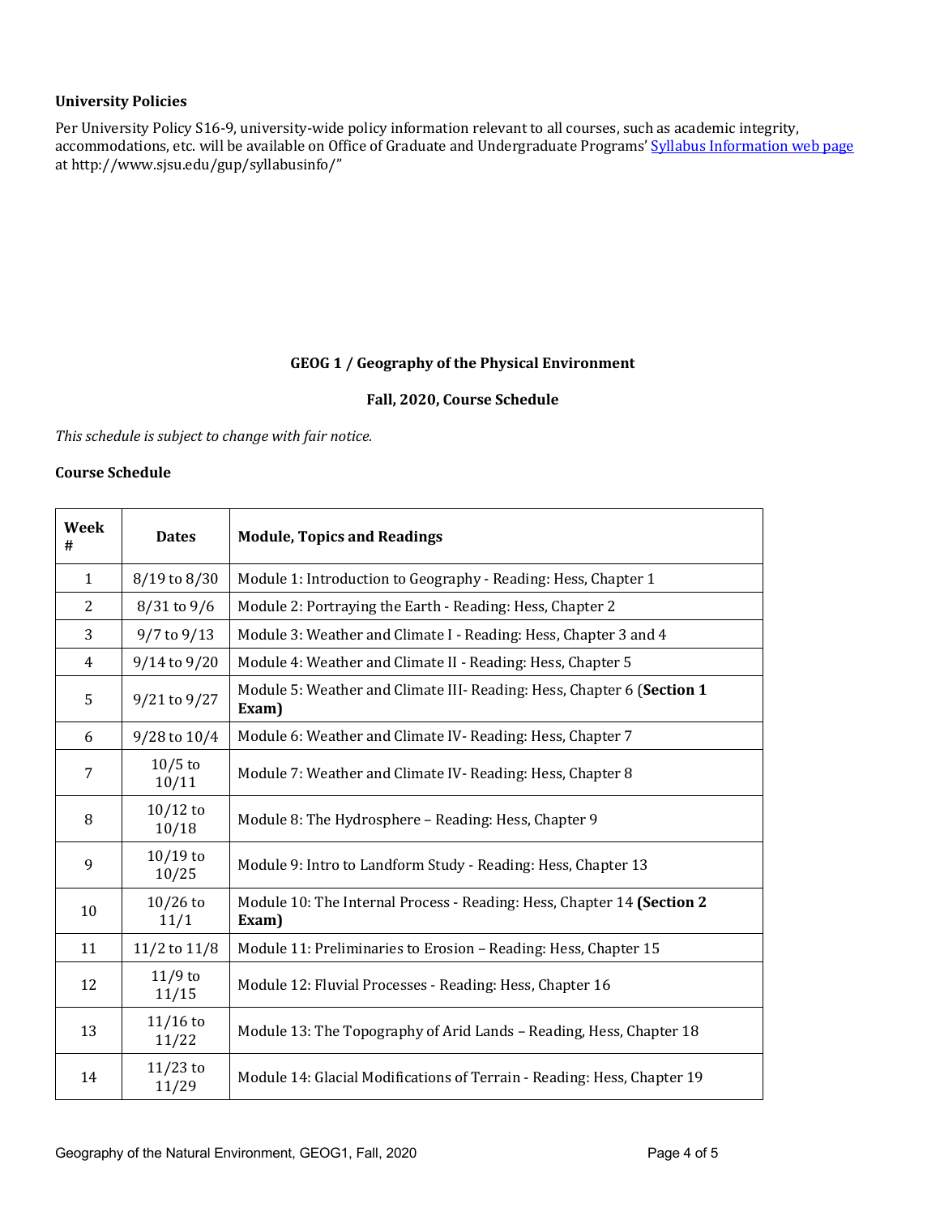### University Policies

Per University Policy S16-9, university-wide policy information relevant to all courses, such as academic integrity, accommodations, etc. will be available on Office of Graduate and Undergraduate Programs' [Syllabus Information web page](http://www.sjsu.edu/gup/syllabusinfo/) at http://www.sjsu.edu/gup/syllabusinfo/"

## GEOG 1 / Geography of the Physical Environment

### Fall, 2020, Course Schedule

*This schedule is subject to change with fair notice.*

### Course Schedule

| Week # | Dates | Module, Topics and Readings |
|---|---|---|
| 1 | 8/19 to 8/30 | Module 1: Introduction to Geography - Reading: Hess, Chapter 1 |
| 2 | 8/31 to 9/6 | Module 2: Portraying the Earth - Reading: Hess, Chapter 2 |
| 3 | 9/7 to 9/13 | Module 3: Weather and Climate I - Reading: Hess, Chapter 3 and 4 |
| 4 | 9/14 to 9/20 | Module 4: Weather and Climate II - Reading: Hess, Chapter 5 |
| 5 | 9/21 to 9/27 | Module 5: Weather and Climate III- Reading: Hess, Chapter 6 (**Section 1 Exam)** |
| 6 | 9/28 to 10/4 | Module 6: Weather and Climate IV- Reading: Hess, Chapter 7 |
| 7 | 10/5 to 10/11 | Module 7: Weather and Climate IV- Reading: Hess, Chapter 8 |
| 8 | 10/12 to 10/18 | Module 8: The Hydrosphere – Reading: Hess, Chapter 9 |
| 9 | 10/19 to 10/25 | Module 9: Intro to Landform Study - Reading: Hess, Chapter 13 |
| 10 | 10/26 to 11/1 | Module 10: The Internal Process - Reading: Hess, Chapter 14 **(Section 2 Exam)** |
| 11 | 11/2 to 11/8 | Module 11: Preliminaries to Erosion – Reading: Hess, Chapter 15 |
| 12 | 11/9 to 11/15 | Module 12: Fluvial Processes - Reading: Hess, Chapter 16 |
| 13 | 11/16 to 11/22 | Module 13: The Topography of Arid Lands – Reading, Hess, Chapter 18 |
| 14 | 11/23 to 11/29 | Module 14: Glacial Modifications of Terrain - Reading: Hess, Chapter 19 |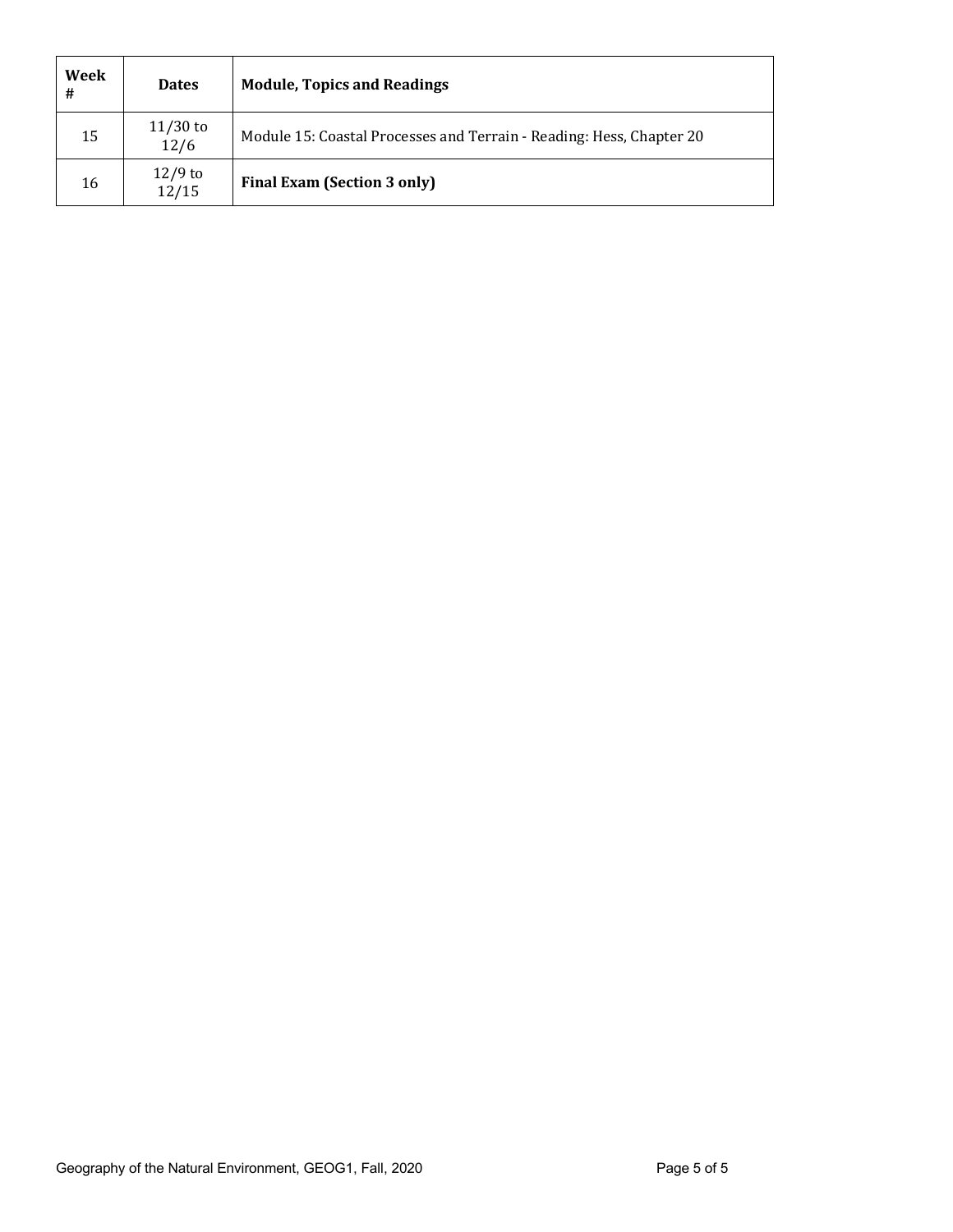| Week # | Dates | Module, Topics and Readings |
| --- | --- | --- |
| 15 | 11/30 to 12/6 | Module 15: Coastal Processes and Terrain - Reading: Hess, Chapter 20 |
| 16 | 12/9 to 12/15 | **Final Exam (Section 3 only)** |